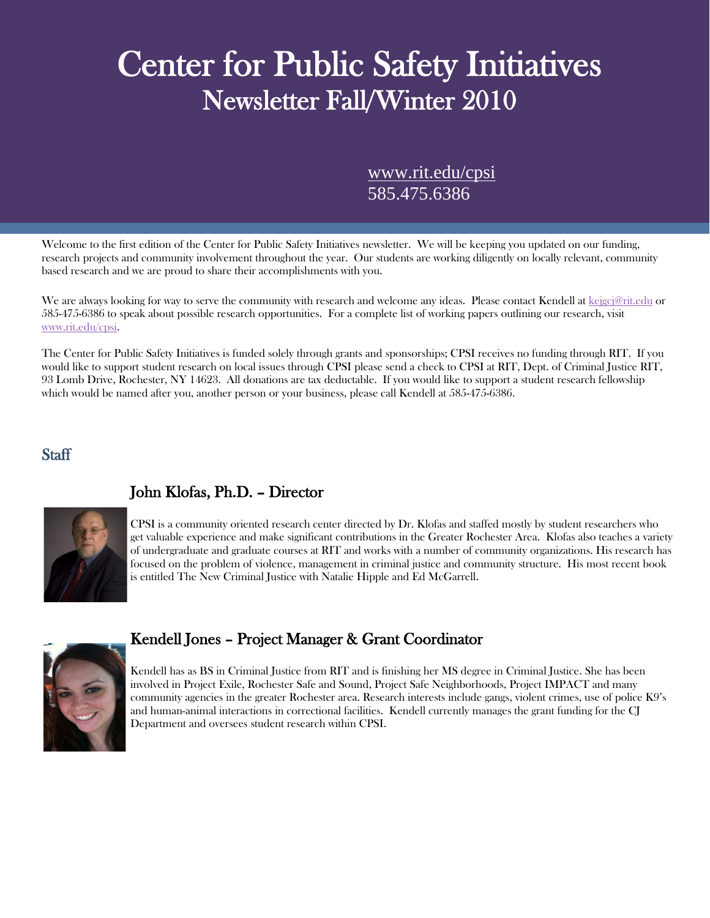# Center for Public Safety Initiatives
## Newsletter Fall/Winter 2010

www.rit.edu/cpsi
585.475.6386

Welcome to the first edition of the Center for Public Safety Initiatives newsletter. We will be keeping you updated on our funding, research projects and community involvement throughout the year. Our students are working diligently on locally relevant, community based research and we are proud to share their accomplishments with you.

We are always looking for way to serve the community with research and welcome any ideas. Please contact Kendell at kejgcj@rit.edu or 585-475-6386 to speak about possible research opportunities. For a complete list of working papers outlining our research, visit www.rit.edu/cpsi.

The Center for Public Safety Initiatives is funded solely through grants and sponsorships; CPSI receives no funding through RIT. If you would like to support student research on local issues through CPSI please send a check to CPSI at RIT, Dept. of Criminal Justice RIT, 93 Lomb Drive, Rochester, NY 14623. All donations are tax deductable. If you would like to support a student research fellowship which would be named after you, another person or your business, please call Kendell at 585-475-6386.

## Staff

### John Klofas, Ph.D. – Director

CPSI is a community oriented research center directed by Dr. Klofas and staffed mostly by student researchers who get valuable experience and make significant contributions in the Greater Rochester Area. Klofas also teaches a variety of undergraduate and graduate courses at RIT and works with a number of community organizations. His research has focused on the problem of violence, management in criminal justice and community structure. His most recent book is entitled The New Criminal Justice with Natalie Hipple and Ed McGarrell.

### Kendell Jones – Project Manager & Grant Coordinator

Kendell has as BS in Criminal Justice from RIT and is finishing her MS degree in Criminal Justice. She has been involved in Project Exile, Rochester Safe and Sound, Project Safe Neighborhoods, Project IMPACT and many community agencies in the greater Rochester area. Research interests include gangs, violent crimes, use of police K9's and human-animal interactions in correctional facilities. Kendell currently manages the grant funding for the CJ Department and oversees student research within CPSI.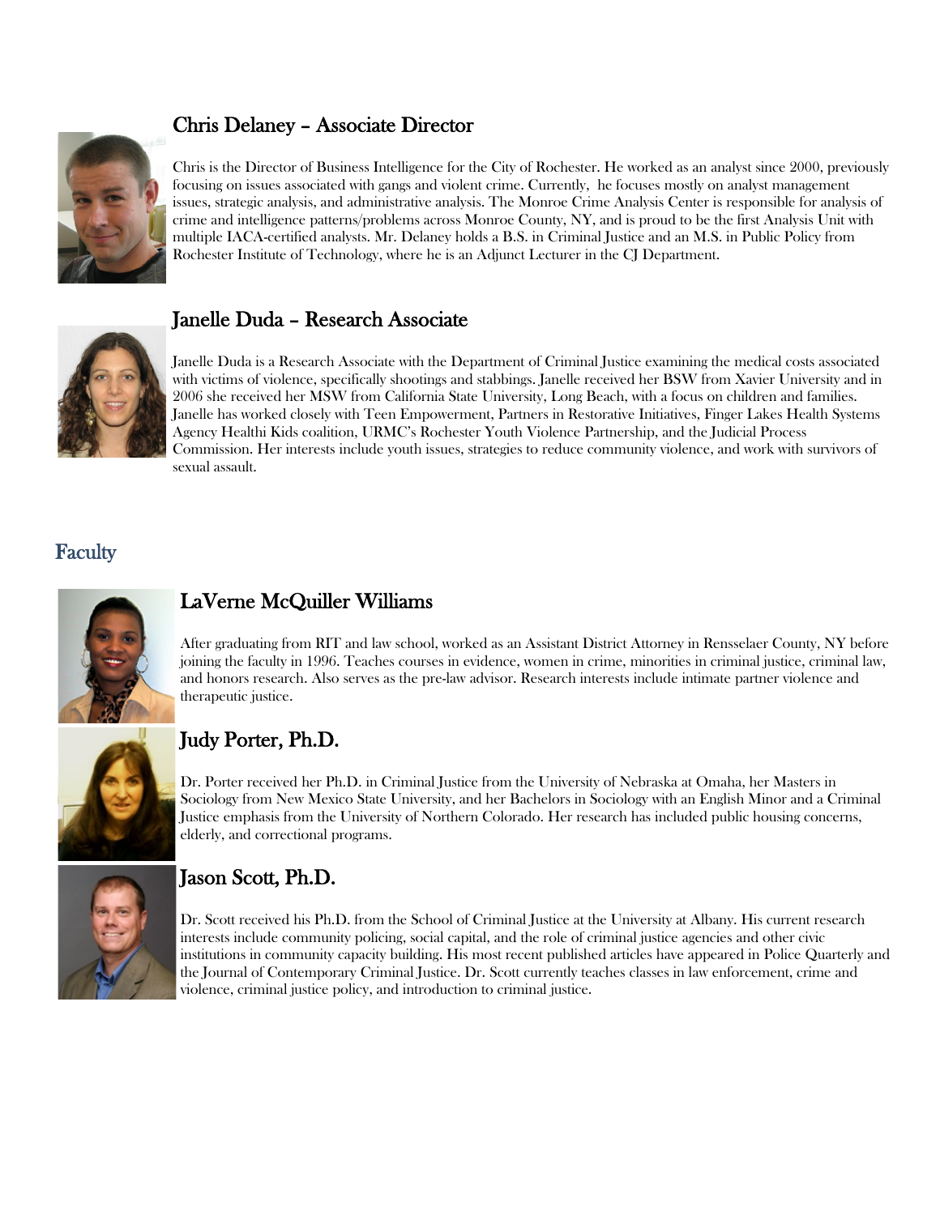### Chris Delaney – Associate Director

Chris is the Director of Business Intelligence for the City of Rochester. He worked as an analyst since 2000, previously focusing on issues associated with gangs and violent crime. Currently, he focuses mostly on analyst management issues, strategic analysis, and administrative analysis. The Monroe Crime Analysis Center is responsible for analysis of crime and intelligence patterns/problems across Monroe County, NY, and is proud to be the first Analysis Unit with multiple IACA-certified analysts. Mr. Delaney holds a B.S. in Criminal Justice and an M.S. in Public Policy from Rochester Institute of Technology, where he is an Adjunct Lecturer in the CJ Department.

### Janelle Duda – Research Associate

Janelle Duda is a Research Associate with the Department of Criminal Justice examining the medical costs associated with victims of violence, specifically shootings and stabbings. Janelle received her BSW from Xavier University and in 2006 she received her MSW from California State University, Long Beach, with a focus on children and families. Janelle has worked closely with Teen Empowerment, Partners in Restorative Initiatives, Finger Lakes Health Systems Agency Healthi Kids coalition, URMC's Rochester Youth Violence Partnership, and the Judicial Process Commission. Her interests include youth issues, strategies to reduce community violence, and work with survivors of sexual assault.

## Faculty

### LaVerne McQuiller Williams

After graduating from RIT and law school, worked as an Assistant District Attorney in Rensselaer County, NY before joining the faculty in 1996. Teaches courses in evidence, women in crime, minorities in criminal justice, criminal law, and honors research. Also serves as the pre-law advisor. Research interests include intimate partner violence and therapeutic justice.

### Judy Porter, Ph.D.

Dr. Porter received her Ph.D. in Criminal Justice from the University of Nebraska at Omaha, her Masters in Sociology from New Mexico State University, and her Bachelors in Sociology with an English Minor and a Criminal Justice emphasis from the University of Northern Colorado. Her research has included public housing concerns, elderly, and correctional programs.

### Jason Scott, Ph.D.

Dr. Scott received his Ph.D. from the School of Criminal Justice at the University at Albany. His current research interests include community policing, social capital, and the role of criminal justice agencies and other civic institutions in community capacity building. His most recent published articles have appeared in Police Quarterly and the Journal of Contemporary Criminal Justice. Dr. Scott currently teaches classes in law enforcement, crime and violence, criminal justice policy, and introduction to criminal justice.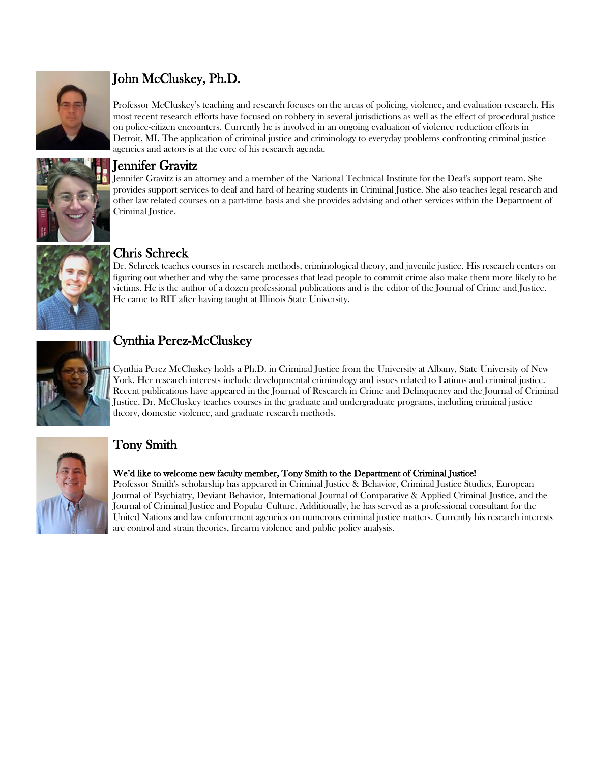## John McCluskey, Ph.D.

Professor McCluskey's teaching and research focuses on the areas of policing, violence, and evaluation research. His most recent research efforts have focused on robbery in several jurisdictions as well as the effect of procedural justice on police-citizen encounters. Currently he is involved in an ongoing evaluation of violence reduction efforts in Detroit, MI. The application of criminal justice and criminology to everyday problems confronting criminal justice agencies and actors is at the core of his research agenda.

## Jennifer Gravitz

Jennifer Gravitz is an attorney and a member of the National Technical Institute for the Deaf's support team. She provides support services to deaf and hard of hearing students in Criminal Justice. She also teaches legal research and other law related courses on a part-time basis and she provides advising and other services within the Department of Criminal Justice.

## Chris Schreck

Dr. Schreck teaches courses in research methods, criminological theory, and juvenile justice. His research centers on figuring out whether and why the same processes that lead people to commit crime also make them more likely to be victims. He is the author of a dozen professional publications and is the editor of the Journal of Crime and Justice. He came to RIT after having taught at Illinois State University.

## Cynthia Perez-McCluskey

Cynthia Perez McCluskey holds a Ph.D. in Criminal Justice from the University at Albany, State University of New York. Her research interests include developmental criminology and issues related to Latinos and criminal justice. Recent publications have appeared in the Journal of Research in Crime and Delinquency and the Journal of Criminal Justice. Dr. McCluskey teaches courses in the graduate and undergraduate programs, including criminal justice theory, domestic violence, and graduate research methods.

## Tony Smith

**We'd like to welcome new faculty member, Tony Smith to the Department of Criminal Justice!**

Professor Smith's scholarship has appeared in Criminal Justice & Behavior, Criminal Justice Studies, European Journal of Psychiatry, Deviant Behavior, International Journal of Comparative & Applied Criminal Justice, and the Journal of Criminal Justice and Popular Culture. Additionally, he has served as a professional consultant for the United Nations and law enforcement agencies on numerous criminal justice matters. Currently his research interests are control and strain theories, firearm violence and public policy analysis.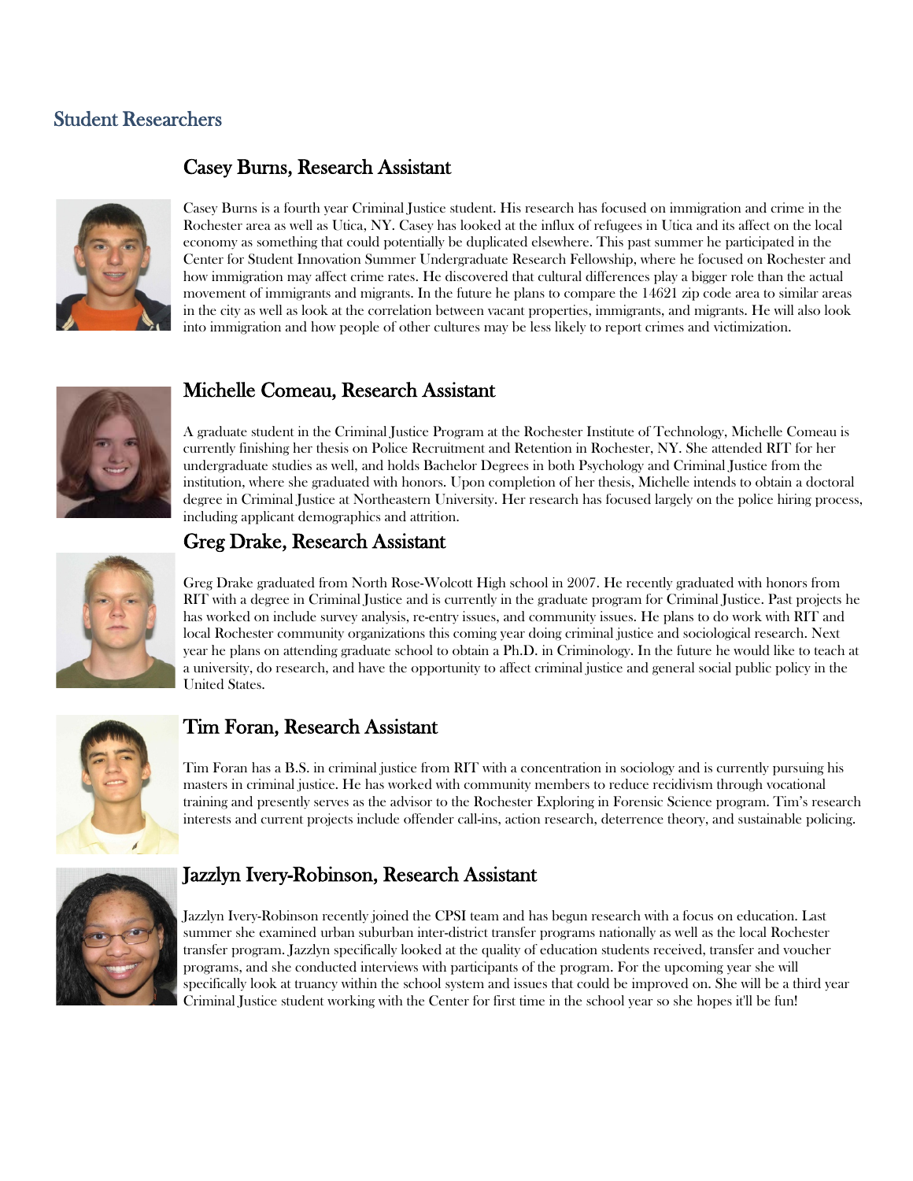## Student Researchers

### Casey Burns, Research Assistant

Casey Burns is a fourth year Criminal Justice student. His research has focused on immigration and crime in the Rochester area as well as Utica, NY. Casey has looked at the influx of refugees in Utica and its affect on the local economy as something that could potentially be duplicated elsewhere. This past summer he participated in the Center for Student Innovation Summer Undergraduate Research Fellowship, where he focused on Rochester and how immigration may affect crime rates. He discovered that cultural differences play a bigger role than the actual movement of immigrants and migrants. In the future he plans to compare the 14621 zip code area to similar areas in the city as well as look at the correlation between vacant properties, immigrants, and migrants. He will also look into immigration and how people of other cultures may be less likely to report crimes and victimization.

### Michelle Comeau, Research Assistant

A graduate student in the Criminal Justice Program at the Rochester Institute of Technology, Michelle Comeau is currently finishing her thesis on Police Recruitment and Retention in Rochester, NY. She attended RIT for her undergraduate studies as well, and holds Bachelor Degrees in both Psychology and Criminal Justice from the institution, where she graduated with honors. Upon completion of her thesis, Michelle intends to obtain a doctoral degree in Criminal Justice at Northeastern University. Her research has focused largely on the police hiring process, including applicant demographics and attrition.

### Greg Drake, Research Assistant

Greg Drake graduated from North Rose-Wolcott High school in 2007. He recently graduated with honors from RIT with a degree in Criminal Justice and is currently in the graduate program for Criminal Justice. Past projects he has worked on include survey analysis, re-entry issues, and community issues. He plans to do work with RIT and local Rochester community organizations this coming year doing criminal justice and sociological research. Next year he plans on attending graduate school to obtain a Ph.D. in Criminology. In the future he would like to teach at a university, do research, and have the opportunity to affect criminal justice and general social public policy in the United States.

### Tim Foran, Research Assistant

Tim Foran has a B.S. in criminal justice from RIT with a concentration in sociology and is currently pursuing his masters in criminal justice. He has worked with community members to reduce recidivism through vocational training and presently serves as the advisor to the Rochester Exploring in Forensic Science program. Tim's research interests and current projects include offender call-ins, action research, deterrence theory, and sustainable policing.

### Jazzlyn Ivery-Robinson, Research Assistant

Jazzlyn Ivery-Robinson recently joined the CPSI team and has begun research with a focus on education. Last summer she examined urban suburban inter-district transfer programs nationally as well as the local Rochester transfer program. Jazzlyn specifically looked at the quality of education students received, transfer and voucher programs, and she conducted interviews with participants of the program. For the upcoming year she will specifically look at truancy within the school system and issues that could be improved on. She will be a third year Criminal Justice student working with the Center for first time in the school year so she hopes it'll be fun!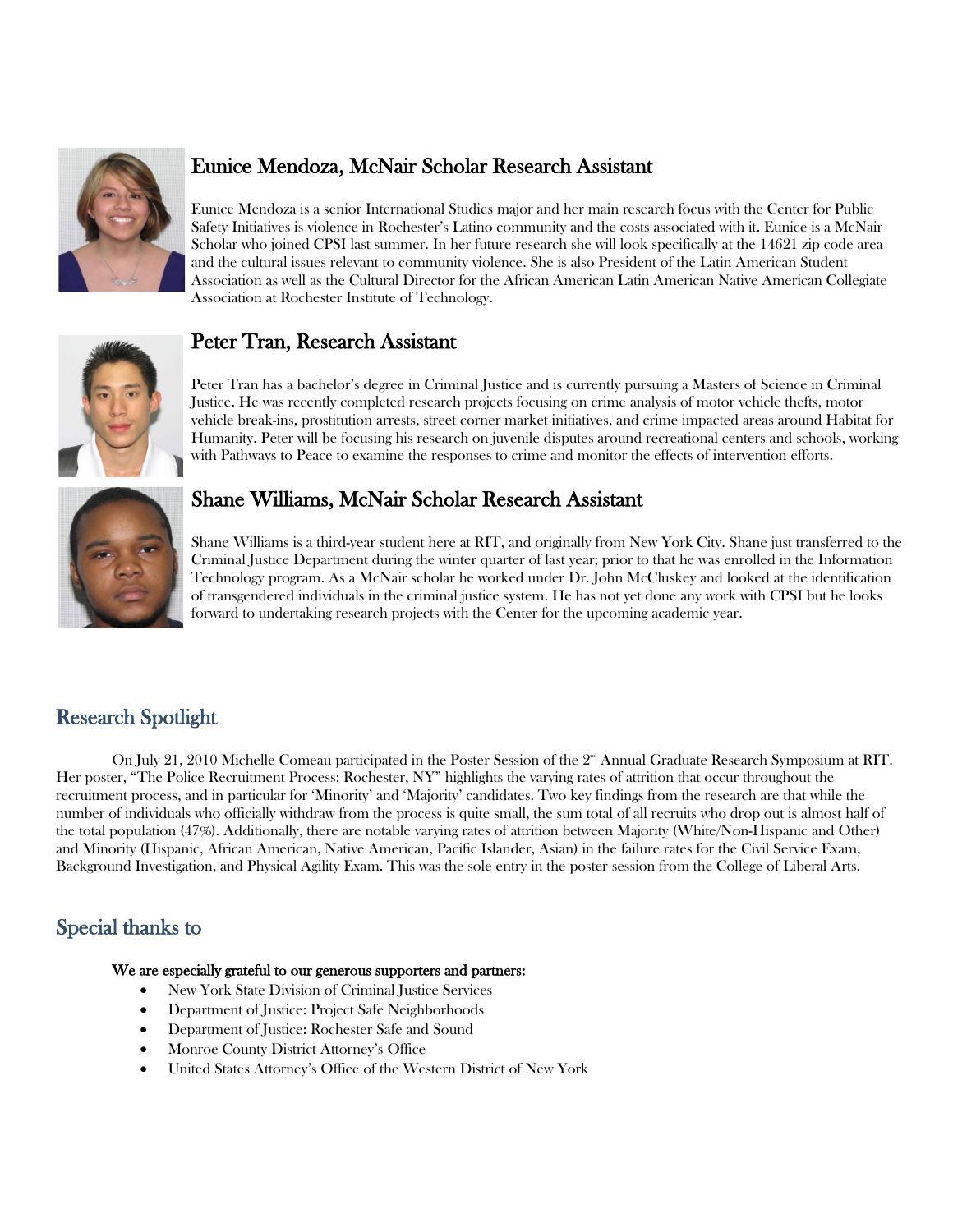### Eunice Mendoza, McNair Scholar Research Assistant

Eunice Mendoza is a senior International Studies major and her main research focus with the Center for Public Safety Initiatives is violence in Rochester's Latino community and the costs associated with it. Eunice is a McNair Scholar who joined CPSI last summer. In her future research she will look specifically at the 14621 zip code area and the cultural issues relevant to community violence. She is also President of the Latin American Student Association as well as the Cultural Director for the African American Latin American Native American Collegiate Association at Rochester Institute of Technology.

### Peter Tran, Research Assistant

Peter Tran has a bachelor's degree in Criminal Justice and is currently pursuing a Masters of Science in Criminal Justice. He was recently completed research projects focusing on crime analysis of motor vehicle thefts, motor vehicle break-ins, prostitution arrests, street corner market initiatives, and crime impacted areas around Habitat for Humanity. Peter will be focusing his research on juvenile disputes around recreational centers and schools, working with Pathways to Peace to examine the responses to crime and monitor the effects of intervention efforts.

### Shane Williams, McNair Scholar Research Assistant

Shane Williams is a third-year student here at RIT, and originally from New York City. Shane just transferred to the Criminal Justice Department during the winter quarter of last year; prior to that he was enrolled in the Information Technology program. As a McNair scholar he worked under Dr. John McCluskey and looked at the identification of transgendered individuals in the criminal justice system. He has not yet done any work with CPSI but he looks forward to undertaking research projects with the Center for the upcoming academic year.

## Research Spotlight

On July 21, 2010 Michelle Comeau participated in the Poster Session of the 2nd Annual Graduate Research Symposium at RIT. Her poster, "The Police Recruitment Process: Rochester, NY" highlights the varying rates of attrition that occur throughout the recruitment process, and in particular for 'Minority' and 'Majority' candidates. Two key findings from the research are that while the number of individuals who officially withdraw from the process is quite small, the sum total of all recruits who drop out is almost half of the total population (47%). Additionally, there are notable varying rates of attrition between Majority (White/Non-Hispanic and Other) and Minority (Hispanic, African American, Native American, Pacific Islander, Asian) in the failure rates for the Civil Service Exam, Background Investigation, and Physical Agility Exam. This was the sole entry in the poster session from the College of Liberal Arts.

## Special thanks to

**We are especially grateful to our generous supporters and partners:**

- New York State Division of Criminal Justice Services
- Department of Justice: Project Safe Neighborhoods
- Department of Justice: Rochester Safe and Sound
- Monroe County District Attorney's Office
- United States Attorney's Office of the Western District of New York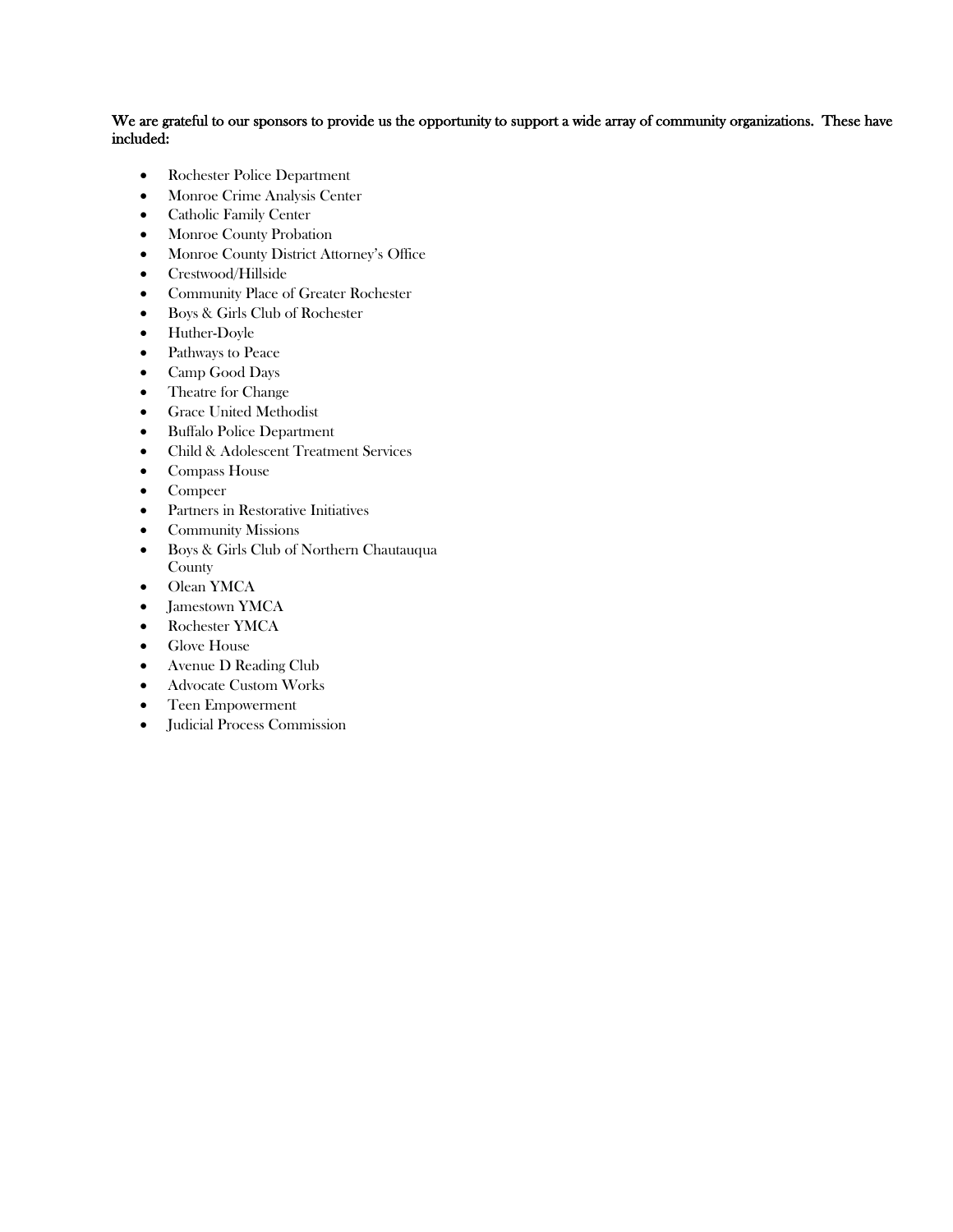**We are grateful to our sponsors to provide us the opportunity to support a wide array of community organizations. These have included:**

- Rochester Police Department
- Monroe Crime Analysis Center
- Catholic Family Center
- Monroe County Probation
- Monroe County District Attorney's Office
- Crestwood/Hillside
- Community Place of Greater Rochester
- Boys & Girls Club of Rochester
- Huther-Doyle
- Pathways to Peace
- Camp Good Days
- Theatre for Change
- Grace United Methodist
- Buffalo Police Department
- Child & Adolescent Treatment Services
- Compass House
- Compeer
- Partners in Restorative Initiatives
- Community Missions
- Boys & Girls Club of Northern Chautauqua County
- Olean YMCA
- Jamestown YMCA
- Rochester YMCA
- Glove House
- Avenue D Reading Club
- Advocate Custom Works
- Teen Empowerment
- Judicial Process Commission